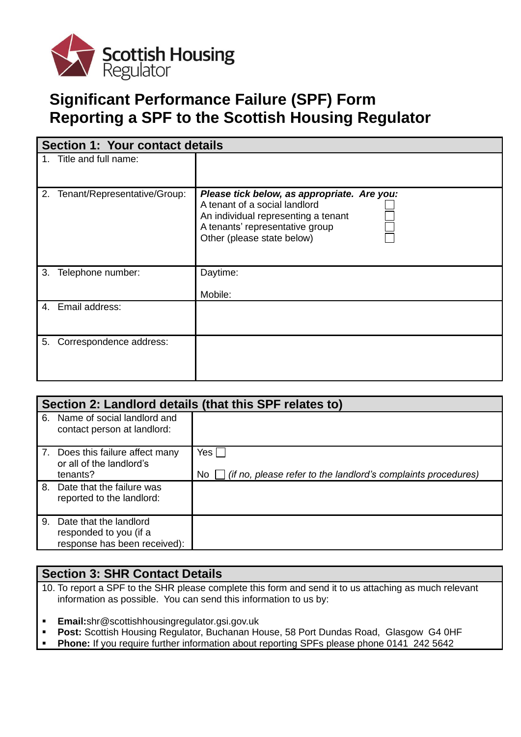Scottish Housing Regulator

# Significant Performance Failure (SPF) Form
# Reporting a SPF to the Scottish Housing Regulator

| **Section 1: Your contact details** | |
|---|---|
| 1. Title and full name: | |
| 2. Tenant/Representative/Group: | ***Please tick below, as appropriate. Are you:***<br>A tenant of a social landlord ☐<br>An individual representing a tenant ☐<br>A tenants' representative group ☐<br>Other (please state below) ☐ |
| 3. Telephone number: | Daytime:<br><br>Mobile: |
| 4. Email address: | |
| 5. Correspondence address: | |

| **Section 2: Landlord details (that this SPF relates to)** | |
|---|---|
| 6. Name of social landlord and contact person at landlord: | |
| 7. Does this failure affect many or all of the landlord's tenants? | Yes ☐<br><br>No ☐ *(if no, please refer to the landlord's complaints procedures)* |
| 8. Date that the failure was reported to the landlord: | |
| 9. Date that the landlord responded to you (if a response has been received): | |

## Section 3: SHR Contact Details

10. To report a SPF to the SHR please complete this form and send it to us attaching as much relevant information as possible. You can send this information to us by:

- **Email:**shr@scottishhousingregulator.gsi.gov.uk
- **Post:** Scottish Housing Regulator, Buchanan House, 58 Port Dundas Road, Glasgow G4 0HF
- **Phone:** If you require further information about reporting SPFs please phone 0141 242 5642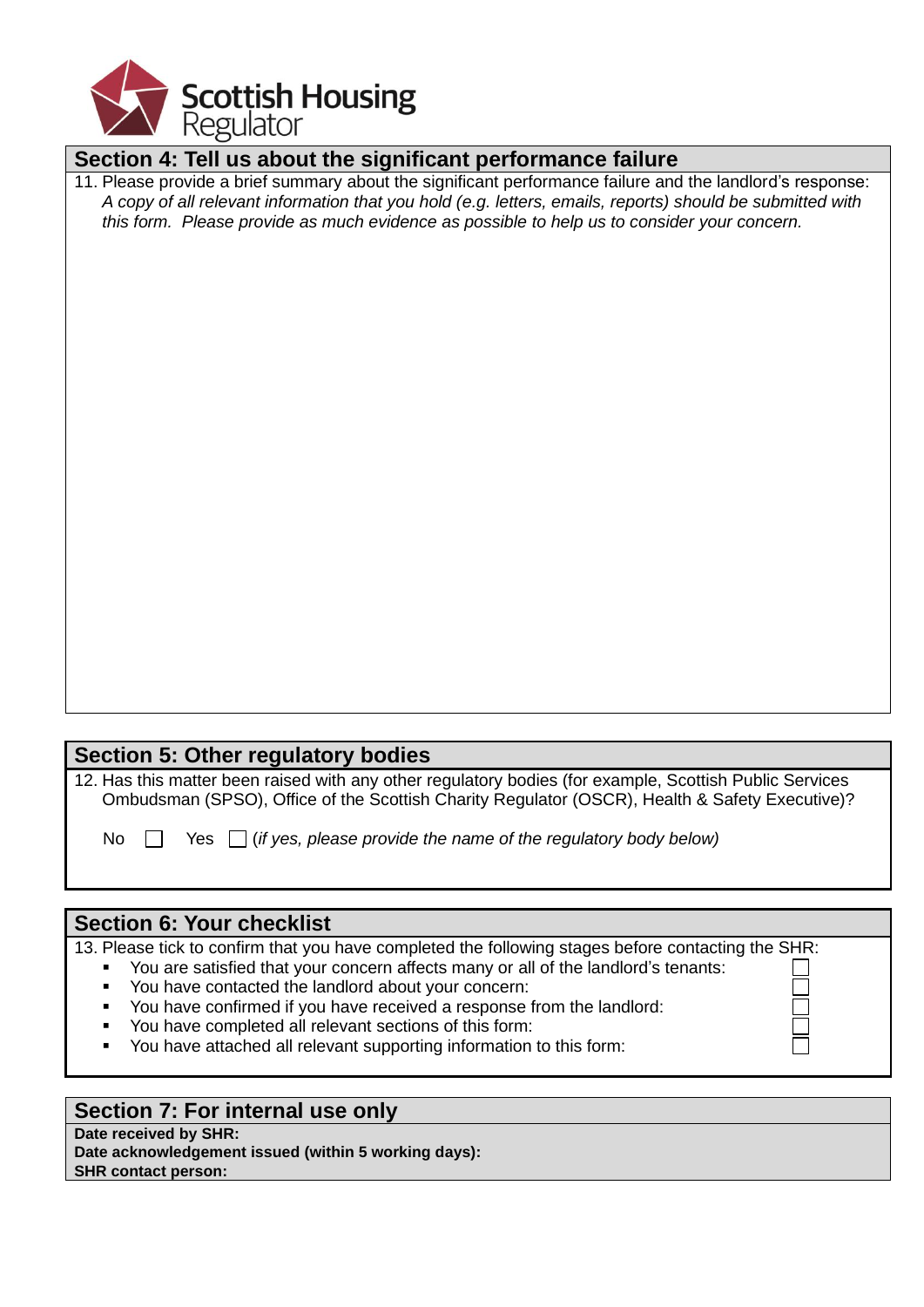Scottish Housing Regulator

## Section 4: Tell us about the significant performance failure

11. Please provide a brief summary about the significant performance failure and the landlord's response: *A copy of all relevant information that you hold (e.g. letters, emails, reports) should be submitted with this form. Please provide as much evidence as possible to help us to consider your concern.*

## Section 5: Other regulatory bodies

12. Has this matter been raised with any other regulatory bodies (for example, Scottish Public Services Ombudsman (SPSO), Office of the Scottish Charity Regulator (OSCR), Health & Safety Executive)?

No ☐ Yes ☐ *(if yes, please provide the name of the regulatory body below)*

## Section 6: Your checklist

13. Please tick to confirm that you have completed the following stages before contacting the SHR:

- You are satisfied that your concern affects many or all of the landlord's tenants: ☐
- You have contacted the landlord about your concern: ☐
- You have confirmed if you have received a response from the landlord: ☐
- You have completed all relevant sections of this form: ☐
- You have attached all relevant supporting information to this form: ☐

## Section 7: For internal use only

**Date received by SHR:**

**Date acknowledgement issued (within 5 working days):**

**SHR contact person:**